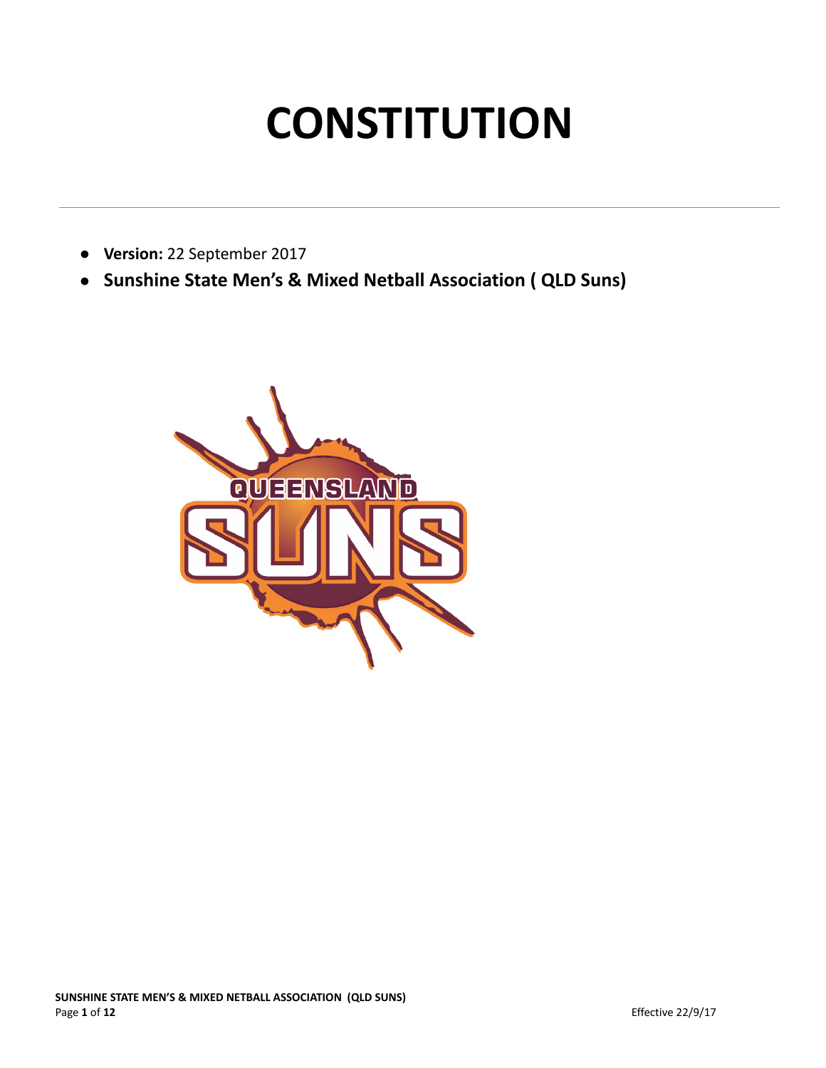# CONSTITUTION

- **Version:** 22 September 2017
- **Sunshine State Men's & Mixed Netball Association ( QLD Suns)**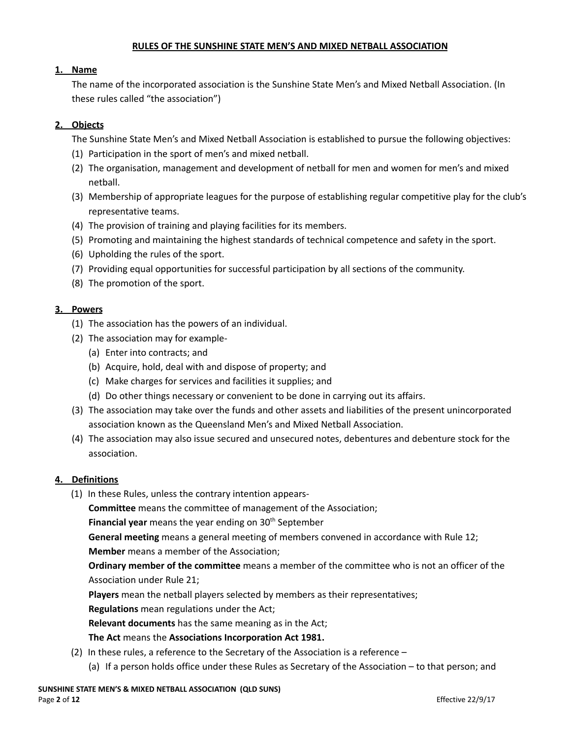# RULES OF THE SUNSHINE STATE MEN'S AND MIXED NETBALL ASSOCIATION

## 1. Name

The name of the incorporated association is the Sunshine State Men's and Mixed Netball Association. (In these rules called "the association")

## 2. Objects

The Sunshine State Men's and Mixed Netball Association is established to pursue the following objectives:

(1) Participation in the sport of men's and mixed netball.
(2) The organisation, management and development of netball for men and women for men's and mixed netball.
(3) Membership of appropriate leagues for the purpose of establishing regular competitive play for the club's representative teams.
(4) The provision of training and playing facilities for its members.
(5) Promoting and maintaining the highest standards of technical competence and safety in the sport.
(6) Upholding the rules of the sport.
(7) Providing equal opportunities for successful participation by all sections of the community.
(8) The promotion of the sport.

## 3. Powers

(1) The association has the powers of an individual.
(2) The association may for example-
   (a) Enter into contracts; and
   (b) Acquire, hold, deal with and dispose of property; and
   (c) Make charges for services and facilities it supplies; and
   (d) Do other things necessary or convenient to be done in carrying out its affairs.
(3) The association may take over the funds and other assets and liabilities of the present unincorporated association known as the Queensland Men's and Mixed Netball Association.
(4) The association may also issue secured and unsecured notes, debentures and debenture stock for the association.

## 4. Definitions

(1) In these Rules, unless the contrary intention appears-

**Committee** means the committee of management of the Association;

**Financial year** means the year ending on 30th September

**General meeting** means a general meeting of members convened in accordance with Rule 12;

**Member** means a member of the Association;

**Ordinary member of the committee** means a member of the committee who is not an officer of the Association under Rule 21;

**Players** mean the netball players selected by members as their representatives;

**Regulations** mean regulations under the Act;

**Relevant documents** has the same meaning as in the Act;

**The Act** means the **Associations Incorporation Act 1981.**

(2) In these rules, a reference to the Secretary of the Association is a reference –
   (a) If a person holds office under these Rules as Secretary of the Association – to that person; and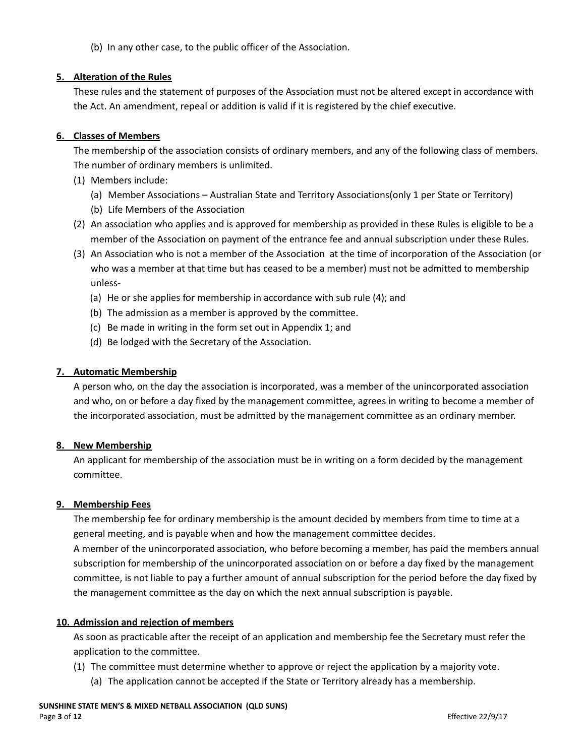(b) In any other case, to the public officer of the Association.

## 5. Alteration of the Rules

These rules and the statement of purposes of the Association must not be altered except in accordance with the Act. An amendment, repeal or addition is valid if it is registered by the chief executive.

## 6. Classes of Members

The membership of the association consists of ordinary members, and any of the following class of members. The number of ordinary members is unlimited.

(1) Members include:

  (a) Member Associations – Australian State and Territory Associations(only 1 per State or Territory)

  (b) Life Members of the Association

(2) An association who applies and is approved for membership as provided in these Rules is eligible to be a member of the Association on payment of the entrance fee and annual subscription under these Rules.

(3) An Association who is not a member of the Association at the time of incorporation of the Association (or who was a member at that time but has ceased to be a member) must not be admitted to membership unless-

  (a) He or she applies for membership in accordance with sub rule (4); and

  (b) The admission as a member is approved by the committee.

  (c) Be made in writing in the form set out in Appendix 1; and

  (d) Be lodged with the Secretary of the Association.

## 7. Automatic Membership

A person who, on the day the association is incorporated, was a member of the unincorporated association and who, on or before a day fixed by the management committee, agrees in writing to become a member of the incorporated association, must be admitted by the management committee as an ordinary member.

## 8. New Membership

An applicant for membership of the association must be in writing on a form decided by the management committee.

## 9. Membership Fees

The membership fee for ordinary membership is the amount decided by members from time to time at a general meeting, and is payable when and how the management committee decides.

A member of the unincorporated association, who before becoming a member, has paid the members annual subscription for membership of the unincorporated association on or before a day fixed by the management committee, is not liable to pay a further amount of annual subscription for the period before the day fixed by the management committee as the day on which the next annual subscription is payable.

## 10. Admission and rejection of members

As soon as practicable after the receipt of an application and membership fee the Secretary must refer the application to the committee.

(1) The committee must determine whether to approve or reject the application by a majority vote.

  (a) The application cannot be accepted if the State or Territory already has a membership.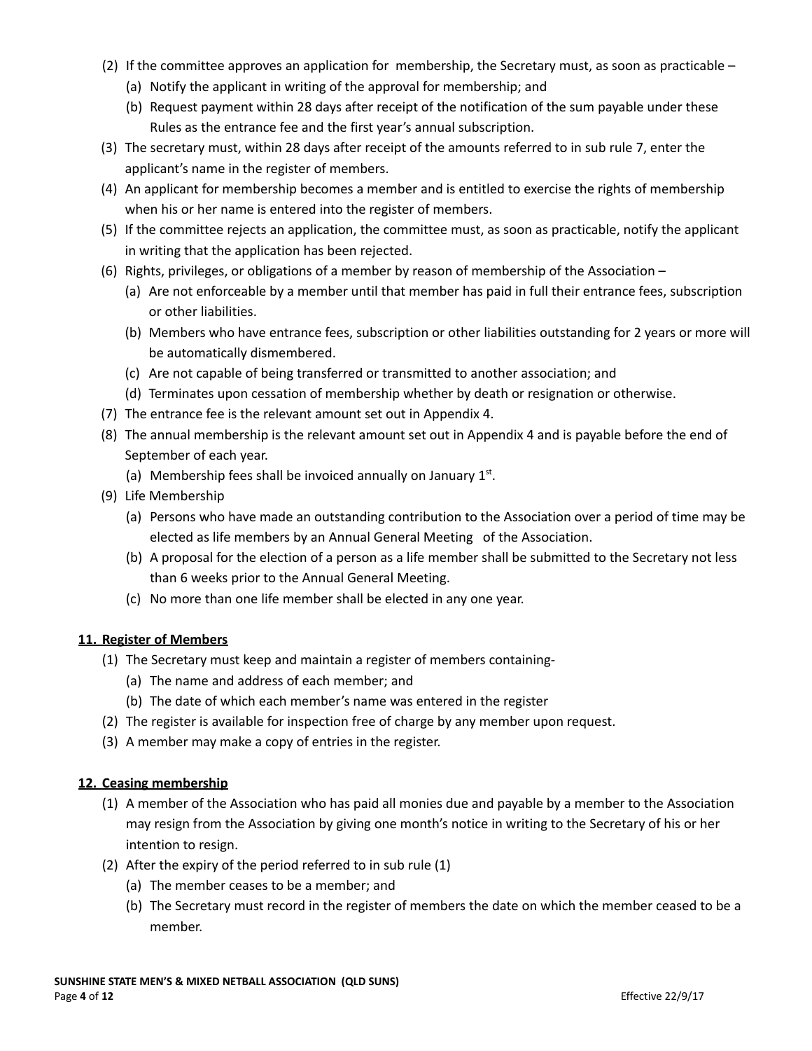(2) If the committee approves an application for membership, the Secretary must, as soon as practicable –

   (a) Notify the applicant in writing of the approval for membership; and

   (b) Request payment within 28 days after receipt of the notification of the sum payable under these Rules as the entrance fee and the first year's annual subscription.

(3) The secretary must, within 28 days after receipt of the amounts referred to in sub rule 7, enter the applicant's name in the register of members.

(4) An applicant for membership becomes a member and is entitled to exercise the rights of membership when his or her name is entered into the register of members.

(5) If the committee rejects an application, the committee must, as soon as practicable, notify the applicant in writing that the application has been rejected.

(6) Rights, privileges, or obligations of a member by reason of membership of the Association –

   (a) Are not enforceable by a member until that member has paid in full their entrance fees, subscription or other liabilities.

   (b) Members who have entrance fees, subscription or other liabilities outstanding for 2 years or more will be automatically dismembered.

   (c) Are not capable of being transferred or transmitted to another association; and

   (d) Terminates upon cessation of membership whether by death or resignation or otherwise.

(7) The entrance fee is the relevant amount set out in Appendix 4.

(8) The annual membership is the relevant amount set out in Appendix 4 and is payable before the end of September of each year.

   (a) Membership fees shall be invoiced annually on January 1st.

(9) Life Membership

   (a) Persons who have made an outstanding contribution to the Association over a period of time may be elected as life members by an Annual General Meeting of the Association.

   (b) A proposal for the election of a person as a life member shall be submitted to the Secretary not less than 6 weeks prior to the Annual General Meeting.

   (c) No more than one life member shall be elected in any one year.

**11. Register of Members**

(1) The Secretary must keep and maintain a register of members containing-

   (a) The name and address of each member; and

   (b) The date of which each member's name was entered in the register

(2) The register is available for inspection free of charge by any member upon request.

(3) A member may make a copy of entries in the register.

**12. Ceasing membership**

(1) A member of the Association who has paid all monies due and payable by a member to the Association may resign from the Association by giving one month's notice in writing to the Secretary of his or her intention to resign.

(2) After the expiry of the period referred to in sub rule (1)

   (a) The member ceases to be a member; and

   (b) The Secretary must record in the register of members the date on which the member ceased to be a member.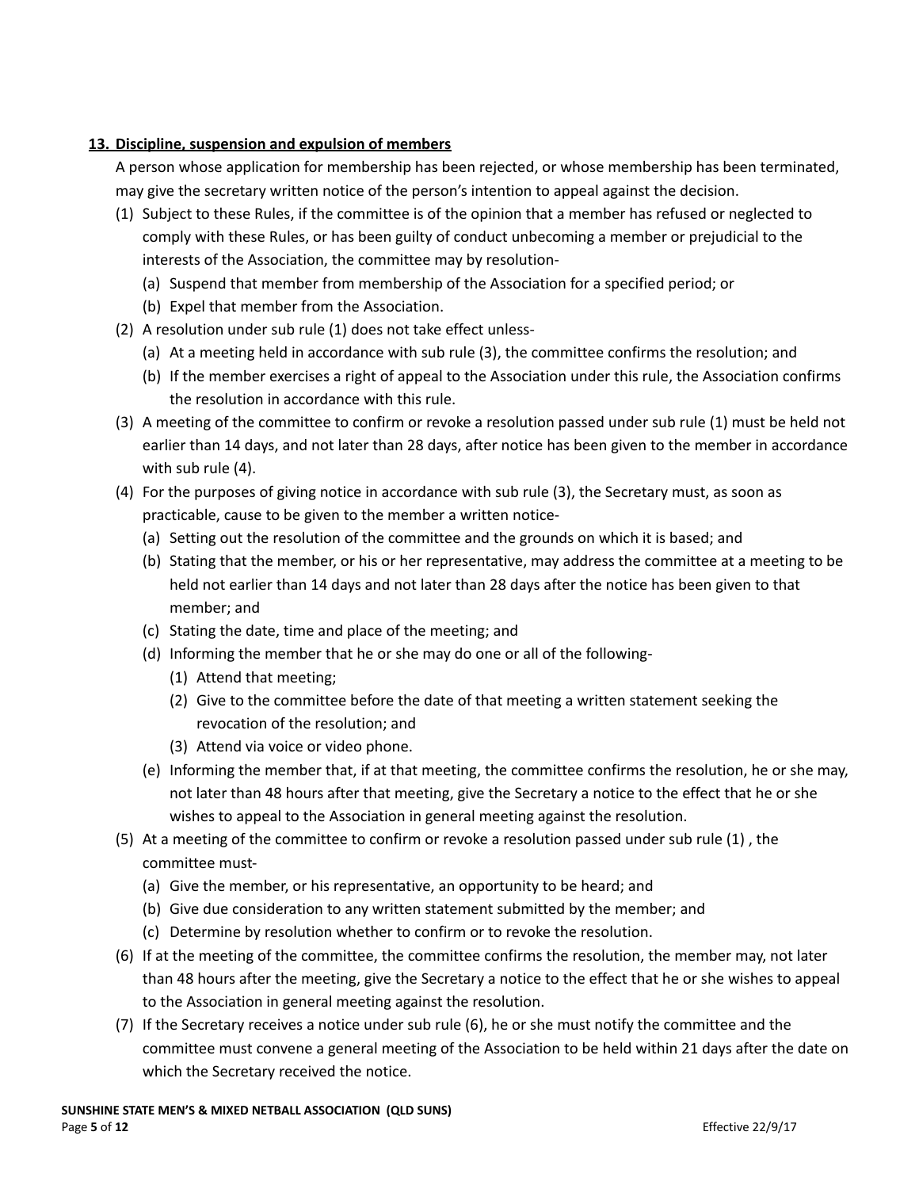## 13. Discipline, suspension and expulsion of members

A person whose application for membership has been rejected, or whose membership has been terminated, may give the secretary written notice of the person's intention to appeal against the decision.

(1) Subject to these Rules, if the committee is of the opinion that a member has refused or neglected to comply with these Rules, or has been guilty of conduct unbecoming a member or prejudicial to the interests of the Association, the committee may by resolution-

(a) Suspend that member from membership of the Association for a specified period; or

(b) Expel that member from the Association.

(2) A resolution under sub rule (1) does not take effect unless-

(a) At a meeting held in accordance with sub rule (3), the committee confirms the resolution; and

(b) If the member exercises a right of appeal to the Association under this rule, the Association confirms the resolution in accordance with this rule.

(3) A meeting of the committee to confirm or revoke a resolution passed under sub rule (1) must be held not earlier than 14 days, and not later than 28 days, after notice has been given to the member in accordance with sub rule (4).

(4) For the purposes of giving notice in accordance with sub rule (3), the Secretary must, as soon as practicable, cause to be given to the member a written notice-

(a) Setting out the resolution of the committee and the grounds on which it is based; and

(b) Stating that the member, or his or her representative, may address the committee at a meeting to be held not earlier than 14 days and not later than 28 days after the notice has been given to that member; and

(c) Stating the date, time and place of the meeting; and

(d) Informing the member that he or she may do one or all of the following-

(1) Attend that meeting;

(2) Give to the committee before the date of that meeting a written statement seeking the revocation of the resolution; and

(3) Attend via voice or video phone.

(e) Informing the member that, if at that meeting, the committee confirms the resolution, he or she may, not later than 48 hours after that meeting, give the Secretary a notice to the effect that he or she wishes to appeal to the Association in general meeting against the resolution.

(5) At a meeting of the committee to confirm or revoke a resolution passed under sub rule (1) , the committee must-

(a) Give the member, or his representative, an opportunity to be heard; and

(b) Give due consideration to any written statement submitted by the member; and

(c) Determine by resolution whether to confirm or to revoke the resolution.

(6) If at the meeting of the committee, the committee confirms the resolution, the member may, not later than 48 hours after the meeting, give the Secretary a notice to the effect that he or she wishes to appeal to the Association in general meeting against the resolution.

(7) If the Secretary receives a notice under sub rule (6), he or she must notify the committee and the committee must convene a general meeting of the Association to be held within 21 days after the date on which the Secretary received the notice.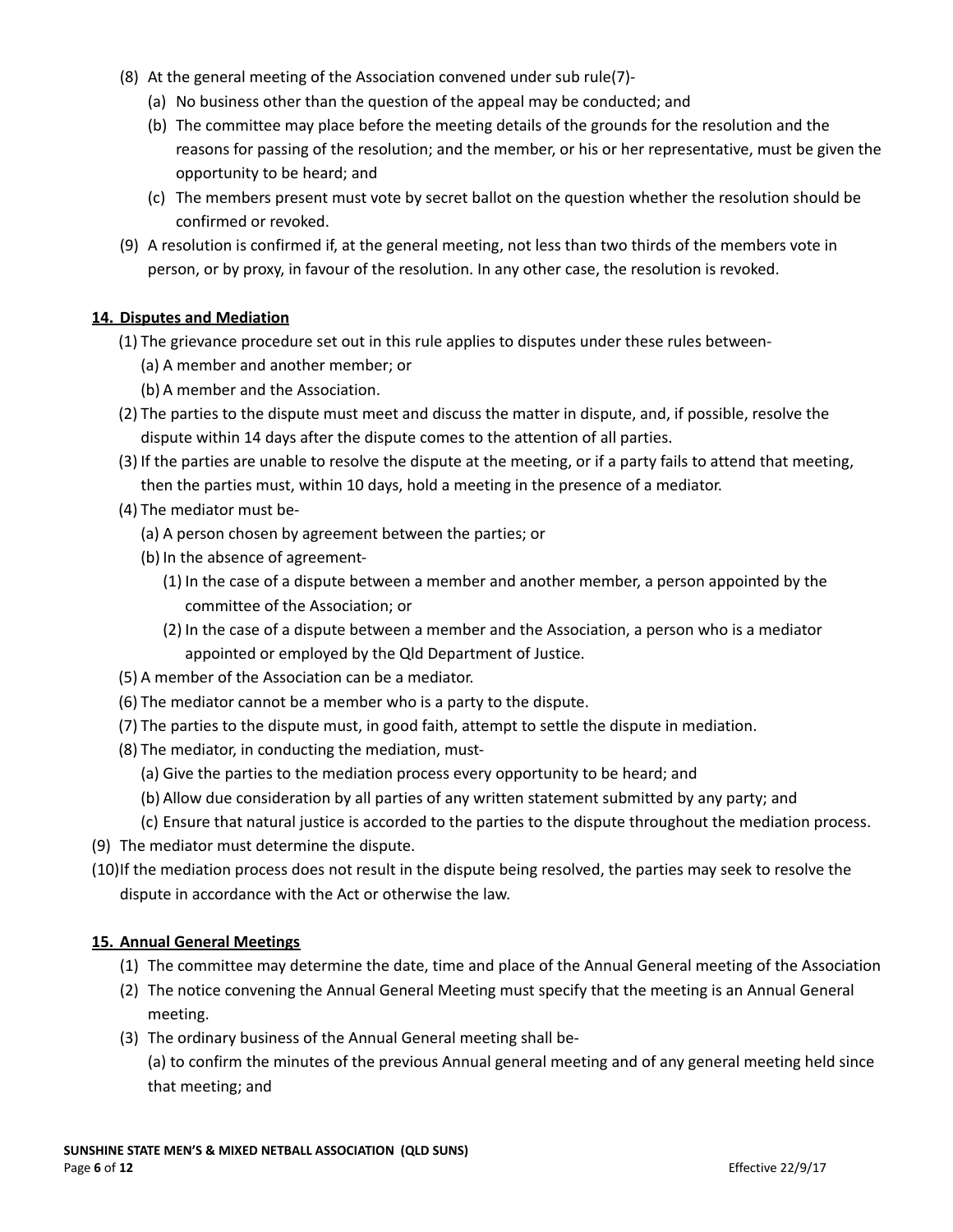(8) At the general meeting of the Association convened under sub rule(7)-

(a) No business other than the question of the appeal may be conducted; and

(b) The committee may place before the meeting details of the grounds for the resolution and the reasons for passing of the resolution; and the member, or his or her representative, must be given the opportunity to be heard; and

(c) The members present must vote by secret ballot on the question whether the resolution should be confirmed or revoked.

(9) A resolution is confirmed if, at the general meeting, not less than two thirds of the members vote in person, or by proxy, in favour of the resolution. In any other case, the resolution is revoked.

## 14. Disputes and Mediation

(1) The grievance procedure set out in this rule applies to disputes under these rules between-

(a) A member and another member; or

(b) A member and the Association.

(2) The parties to the dispute must meet and discuss the matter in dispute, and, if possible, resolve the dispute within 14 days after the dispute comes to the attention of all parties.

(3) If the parties are unable to resolve the dispute at the meeting, or if a party fails to attend that meeting, then the parties must, within 10 days, hold a meeting in the presence of a mediator.

(4) The mediator must be-

(a) A person chosen by agreement between the parties; or

(b) In the absence of agreement-

(1) In the case of a dispute between a member and another member, a person appointed by the committee of the Association; or

(2) In the case of a dispute between a member and the Association, a person who is a mediator appointed or employed by the Qld Department of Justice.

(5) A member of the Association can be a mediator.

(6) The mediator cannot be a member who is a party to the dispute.

(7) The parties to the dispute must, in good faith, attempt to settle the dispute in mediation.

(8) The mediator, in conducting the mediation, must-

(a) Give the parties to the mediation process every opportunity to be heard; and

(b) Allow due consideration by all parties of any written statement submitted by any party; and

(c) Ensure that natural justice is accorded to the parties to the dispute throughout the mediation process.

(9) The mediator must determine the dispute.

(10) If the mediation process does not result in the dispute being resolved, the parties may seek to resolve the dispute in accordance with the Act or otherwise the law.

## 15. Annual General Meetings

(1) The committee may determine the date, time and place of the Annual General meeting of the Association

(2) The notice convening the Annual General Meeting must specify that the meeting is an Annual General meeting.

(3) The ordinary business of the Annual General meeting shall be-

(a) to confirm the minutes of the previous Annual general meeting and of any general meeting held since that meeting; and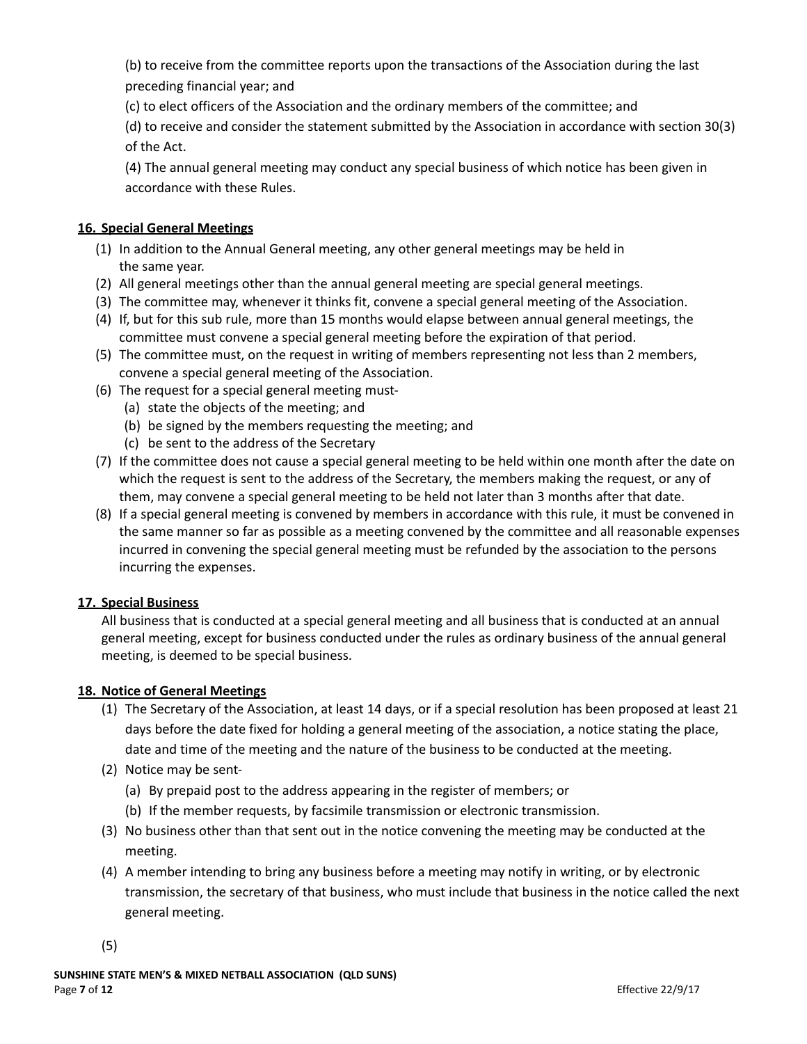(b) to receive from the committee reports upon the transactions of the Association during the last preceding financial year; and

(c) to elect officers of the Association and the ordinary members of the committee; and

(d) to receive and consider the statement submitted by the Association in accordance with section 30(3) of the Act.

(4) The annual general meeting may conduct any special business of which notice has been given in accordance with these Rules.

**16. Special General Meetings**

(1) In addition to the Annual General meeting, any other general meetings may be held in the same year.
(2) All general meetings other than the annual general meeting are special general meetings.
(3) The committee may, whenever it thinks fit, convene a special general meeting of the Association.
(4) If, but for this sub rule, more than 15 months would elapse between annual general meetings, the committee must convene a special general meeting before the expiration of that period.
(5) The committee must, on the request in writing of members representing not less than 2 members, convene a special general meeting of the Association.
(6) The request for a special general meeting must-
 (a) state the objects of the meeting; and
 (b) be signed by the members requesting the meeting; and
 (c) be sent to the address of the Secretary
(7) If the committee does not cause a special general meeting to be held within one month after the date on which the request is sent to the address of the Secretary, the members making the request, or any of them, may convene a special general meeting to be held not later than 3 months after that date.
(8) If a special general meeting is convened by members in accordance with this rule, it must be convened in the same manner so far as possible as a meeting convened by the committee and all reasonable expenses incurred in convening the special general meeting must be refunded by the association to the persons incurring the expenses.

**17. Special Business**

All business that is conducted at a special general meeting and all business that is conducted at an annual general meeting, except for business conducted under the rules as ordinary business of the annual general meeting, is deemed to be special business.

**18. Notice of General Meetings**

(1) The Secretary of the Association, at least 14 days, or if a special resolution has been proposed at least 21 days before the date fixed for holding a general meeting of the association, a notice stating the place, date and time of the meeting and the nature of the business to be conducted at the meeting.
(2) Notice may be sent-
 (a) By prepaid post to the address appearing in the register of members; or
 (b) If the member requests, by facsimile transmission or electronic transmission.
(3) No business other than that sent out in the notice convening the meeting may be conducted at the meeting.
(4) A member intending to bring any business before a meeting may notify in writing, or by electronic transmission, the secretary of that business, who must include that business in the notice called the next general meeting.
(5)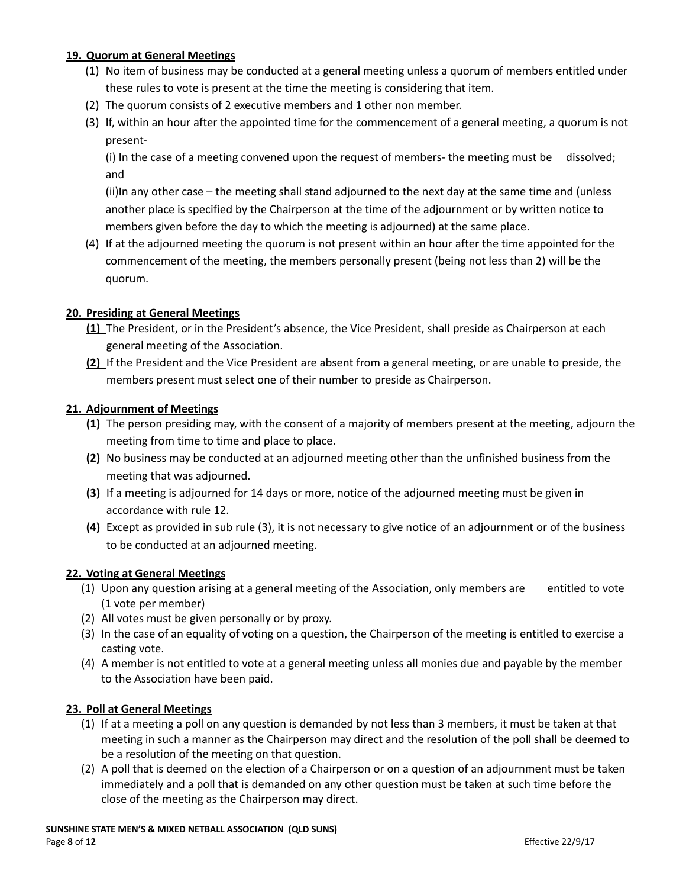**19. Quorum at General Meetings**

(1) No item of business may be conducted at a general meeting unless a quorum of members entitled under these rules to vote is present at the time the meeting is considering that item.

(2) The quorum consists of 2 executive members and 1 other non member.

(3) If, within an hour after the appointed time for the commencement of a general meeting, a quorum is not present-

(i) In the case of a meeting convened upon the request of members- the meeting must be dissolved; and

(ii)In any other case – the meeting shall stand adjourned to the next day at the same time and (unless another place is specified by the Chairperson at the time of the adjournment or by written notice to members given before the day to which the meeting is adjourned) at the same place.

(4) If at the adjourned meeting the quorum is not present within an hour after the time appointed for the commencement of the meeting, the members personally present (being not less than 2) will be the quorum.

**20. Presiding at General Meetings**

**(1)** The President, or in the President's absence, the Vice President, shall preside as Chairperson at each general meeting of the Association.

**(2)** If the President and the Vice President are absent from a general meeting, or are unable to preside, the members present must select one of their number to preside as Chairperson.

**21. Adjournment of Meetings**

**(1)** The person presiding may, with the consent of a majority of members present at the meeting, adjourn the meeting from time to time and place to place.

**(2)** No business may be conducted at an adjourned meeting other than the unfinished business from the meeting that was adjourned.

**(3)** If a meeting is adjourned for 14 days or more, notice of the adjourned meeting must be given in accordance with rule 12.

**(4)** Except as provided in sub rule (3), it is not necessary to give notice of an adjournment or of the business to be conducted at an adjourned meeting.

**22. Voting at General Meetings**

(1) Upon any question arising at a general meeting of the Association, only members are entitled to vote (1 vote per member)

(2) All votes must be given personally or by proxy.

(3) In the case of an equality of voting on a question, the Chairperson of the meeting is entitled to exercise a casting vote.

(4) A member is not entitled to vote at a general meeting unless all monies due and payable by the member to the Association have been paid.

**23. Poll at General Meetings**

(1) If at a meeting a poll on any question is demanded by not less than 3 members, it must be taken at that meeting in such a manner as the Chairperson may direct and the resolution of the poll shall be deemed to be a resolution of the meeting on that question.

(2) A poll that is deemed on the election of a Chairperson or on a question of an adjournment must be taken immediately and a poll that is demanded on any other question must be taken at such time before the close of the meeting as the Chairperson may direct.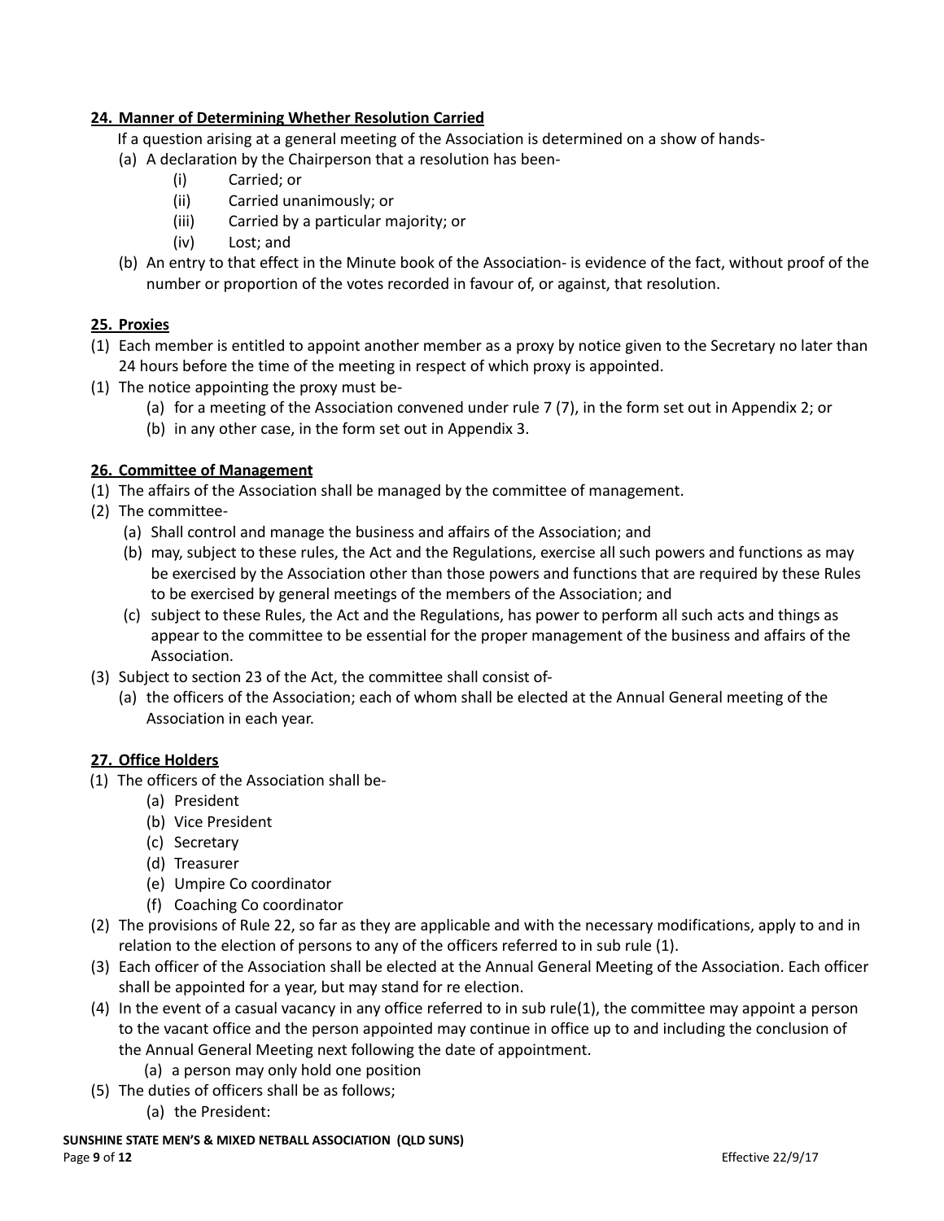**24. Manner of Determining Whether Resolution Carried**

If a question arising at a general meeting of the Association is determined on a show of hands-

(a) A declaration by the Chairperson that a resolution has been-
   (i) Carried; or
   (ii) Carried unanimously; or
   (iii) Carried by a particular majority; or
   (iv) Lost; and

(b) An entry to that effect in the Minute book of the Association- is evidence of the fact, without proof of the number or proportion of the votes recorded in favour of, or against, that resolution.

**25. Proxies**

(1) Each member is entitled to appoint another member as a proxy by notice given to the Secretary no later than 24 hours before the time of the meeting in respect of which proxy is appointed.

(1) The notice appointing the proxy must be-
   (a) for a meeting of the Association convened under rule 7 (7), in the form set out in Appendix 2; or
   (b) in any other case, in the form set out in Appendix 3.

**26. Committee of Management**

(1) The affairs of the Association shall be managed by the committee of management.

(2) The committee-
   (a) Shall control and manage the business and affairs of the Association; and
   (b) may, subject to these rules, the Act and the Regulations, exercise all such powers and functions as may be exercised by the Association other than those powers and functions that are required by these Rules to be exercised by general meetings of the members of the Association; and
   (c) subject to these Rules, the Act and the Regulations, has power to perform all such acts and things as appear to the committee to be essential for the proper management of the business and affairs of the Association.

(3) Subject to section 23 of the Act, the committee shall consist of-
   (a) the officers of the Association; each of whom shall be elected at the Annual General meeting of the Association in each year.

**27. Office Holders**

(1) The officers of the Association shall be-
   (a) President
   (b) Vice President
   (c) Secretary
   (d) Treasurer
   (e) Umpire Co coordinator
   (f) Coaching Co coordinator

(2) The provisions of Rule 22, so far as they are applicable and with the necessary modifications, apply to and in relation to the election of persons to any of the officers referred to in sub rule (1).

(3) Each officer of the Association shall be elected at the Annual General Meeting of the Association. Each officer shall be appointed for a year, but may stand for re election.

(4) In the event of a casual vacancy in any office referred to in sub rule(1), the committee may appoint a person to the vacant office and the person appointed may continue in office up to and including the conclusion of the Annual General Meeting next following the date of appointment.
   (a) a person may only hold one position

(5) The duties of officers shall be as follows;
   (a) the President: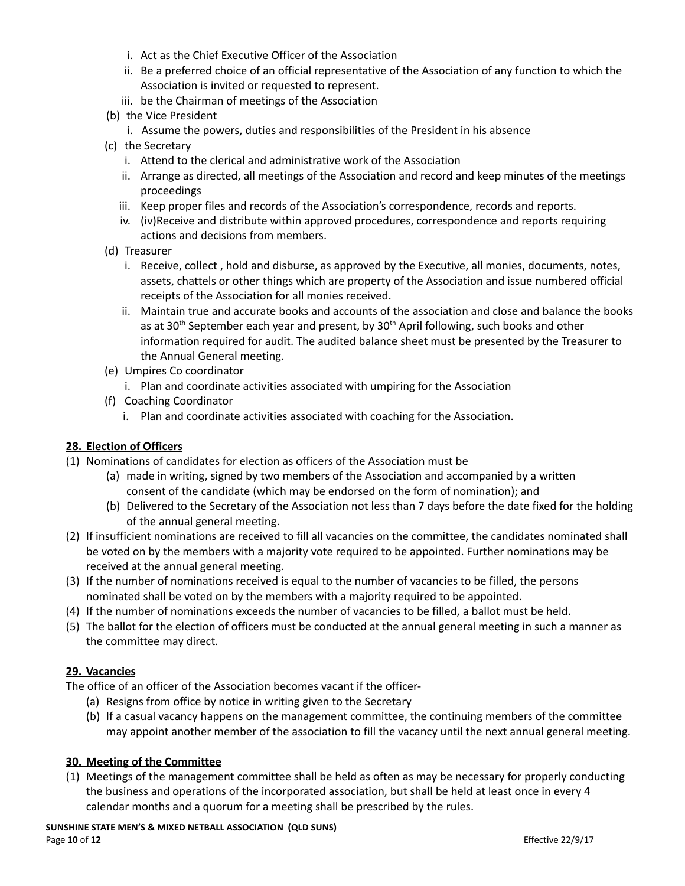i. Act as the Chief Executive Officer of the Association
ii. Be a preferred choice of an official representative of the Association of any function to which the Association is invited or requested to represent.
iii. be the Chairman of meetings of the Association

(b) the Vice President

i. Assume the powers, duties and responsibilities of the President in his absence

(c) the Secretary

i. Attend to the clerical and administrative work of the Association
ii. Arrange as directed, all meetings of the Association and record and keep minutes of the meetings proceedings
iii. Keep proper files and records of the Association's correspondence, records and reports.
iv. (iv)Receive and distribute within approved procedures, correspondence and reports requiring actions and decisions from members.

(d) Treasurer

i. Receive, collect , hold and disburse, as approved by the Executive, all monies, documents, notes, assets, chattels or other things which are property of the Association and issue numbered official receipts of the Association for all monies received.
ii. Maintain true and accurate books and accounts of the association and close and balance the books as at 30th September each year and present, by 30th April following, such books and other information required for audit. The audited balance sheet must be presented by the Treasurer to the Annual General meeting.

(e) Umpires Co coordinator

i. Plan and coordinate activities associated with umpiring for the Association

(f) Coaching Coordinator

i. Plan and coordinate activities associated with coaching for the Association.

## 28. Election of Officers

(1) Nominations of candidates for election as officers of the Association must be
  (a) made in writing, signed by two members of the Association and accompanied by a written consent of the candidate (which may be endorsed on the form of nomination); and
  (b) Delivered to the Secretary of the Association not less than 7 days before the date fixed for the holding of the annual general meeting.

(2) If insufficient nominations are received to fill all vacancies on the committee, the candidates nominated shall be voted on by the members with a majority vote required to be appointed. Further nominations may be received at the annual general meeting.

(3) If the number of nominations received is equal to the number of vacancies to be filled, the persons nominated shall be voted on by the members with a majority required to be appointed.

(4) If the number of nominations exceeds the number of vacancies to be filled, a ballot must be held.

(5) The ballot for the election of officers must be conducted at the annual general meeting in such a manner as the committee may direct.

## 29. Vacancies

The office of an officer of the Association becomes vacant if the officer-

  (a) Resigns from office by notice in writing given to the Secretary
  (b) If a casual vacancy happens on the management committee, the continuing members of the committee may appoint another member of the association to fill the vacancy until the next annual general meeting.

## 30. Meeting of the Committee

(1) Meetings of the management committee shall be held as often as may be necessary for properly conducting the business and operations of the incorporated association, but shall be held at least once in every 4 calendar months and a quorum for a meeting shall be prescribed by the rules.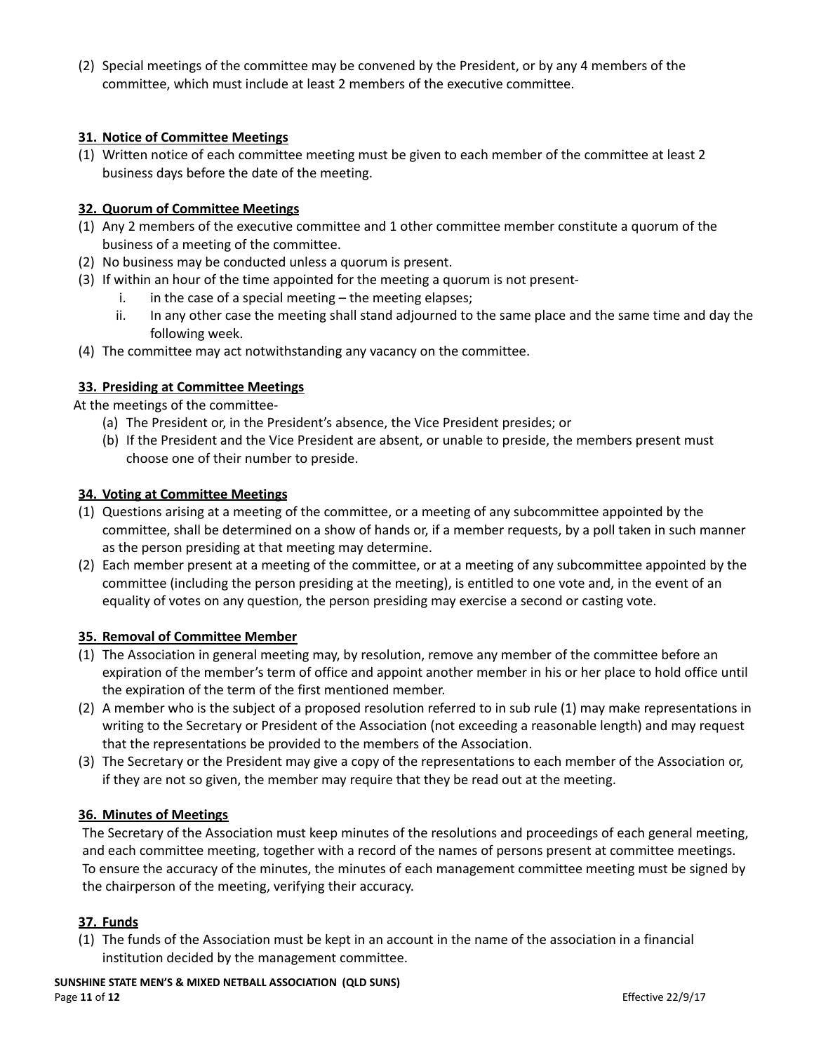(2) Special meetings of the committee may be convened by the President, or by any 4 members of the committee, which must include at least 2 members of the executive committee.

### 31. Notice of Committee Meetings

(1) Written notice of each committee meeting must be given to each member of the committee at least 2 business days before the date of the meeting.

### 32. Quorum of Committee Meetings

(1) Any 2 members of the executive committee and 1 other committee member constitute a quorum of the business of a meeting of the committee.

(2) No business may be conducted unless a quorum is present.

(3) If within an hour of the time appointed for the meeting a quorum is not present-

   i. in the case of a special meeting – the meeting elapses;

   ii. In any other case the meeting shall stand adjourned to the same place and the same time and day the following week.

(4) The committee may act notwithstanding any vacancy on the committee.

### 33. Presiding at Committee Meetings

At the meetings of the committee-

(a) The President or, in the President's absence, the Vice President presides; or

(b) If the President and the Vice President are absent, or unable to preside, the members present must choose one of their number to preside.

### 34. Voting at Committee Meetings

(1) Questions arising at a meeting of the committee, or a meeting of any subcommittee appointed by the committee, shall be determined on a show of hands or, if a member requests, by a poll taken in such manner as the person presiding at that meeting may determine.

(2) Each member present at a meeting of the committee, or at a meeting of any subcommittee appointed by the committee (including the person presiding at the meeting), is entitled to one vote and, in the event of an equality of votes on any question, the person presiding may exercise a second or casting vote.

### 35. Removal of Committee Member

(1) The Association in general meeting may, by resolution, remove any member of the committee before an expiration of the member's term of office and appoint another member in his or her place to hold office until the expiration of the term of the first mentioned member.

(2) A member who is the subject of a proposed resolution referred to in sub rule (1) may make representations in writing to the Secretary or President of the Association (not exceeding a reasonable length) and may request that the representations be provided to the members of the Association.

(3) The Secretary or the President may give a copy of the representations to each member of the Association or, if they are not so given, the member may require that they be read out at the meeting.

### 36. Minutes of Meetings

The Secretary of the Association must keep minutes of the resolutions and proceedings of each general meeting, and each committee meeting, together with a record of the names of persons present at committee meetings. To ensure the accuracy of the minutes, the minutes of each management committee meeting must be signed by the chairperson of the meeting, verifying their accuracy.

### 37. Funds

(1) The funds of the Association must be kept in an account in the name of the association in a financial institution decided by the management committee.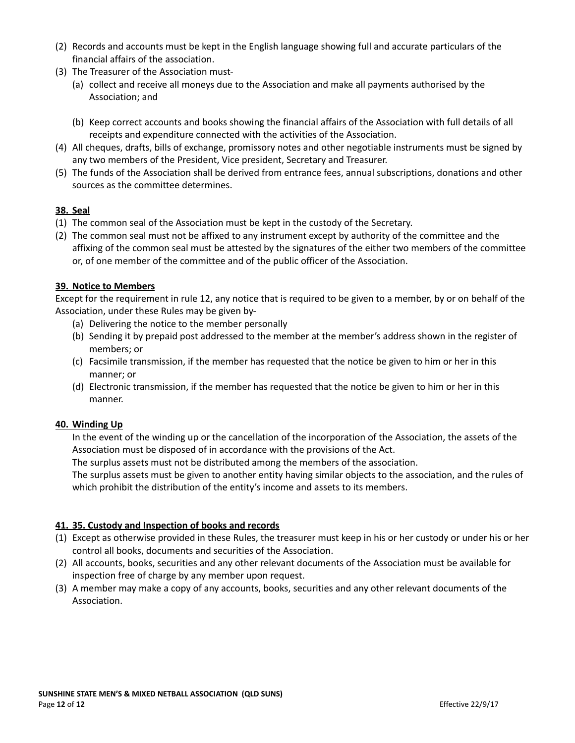(2) Records and accounts must be kept in the English language showing full and accurate particulars of the financial affairs of the association.

(3) The Treasurer of the Association must-

   (a) collect and receive all moneys due to the Association and make all payments authorised by the Association; and

   (b) Keep correct accounts and books showing the financial affairs of the Association with full details of all receipts and expenditure connected with the activities of the Association.

(4) All cheques, drafts, bills of exchange, promissory notes and other negotiable instruments must be signed by any two members of the President, Vice president, Secretary and Treasurer.

(5) The funds of the Association shall be derived from entrance fees, annual subscriptions, donations and other sources as the committee determines.

**38. Seal**

(1) The common seal of the Association must be kept in the custody of the Secretary.

(2) The common seal must not be affixed to any instrument except by authority of the committee and the affixing of the common seal must be attested by the signatures of the either two members of the committee or, of one member of the committee and of the public officer of the Association.

**39. Notice to Members**

Except for the requirement in rule 12, any notice that is required to be given to a member, by or on behalf of the Association, under these Rules may be given by-

   (a) Delivering the notice to the member personally

   (b) Sending it by prepaid post addressed to the member at the member's address shown in the register of members; or

   (c) Facsimile transmission, if the member has requested that the notice be given to him or her in this manner; or

   (d) Electronic transmission, if the member has requested that the notice be given to him or her in this manner.

**40. Winding Up**

In the event of the winding up or the cancellation of the incorporation of the Association, the assets of the Association must be disposed of in accordance with the provisions of the Act.

The surplus assets must not be distributed among the members of the association.

The surplus assets must be given to another entity having similar objects to the association, and the rules of which prohibit the distribution of the entity's income and assets to its members.

**41. 35. Custody and Inspection of books and records**

(1) Except as otherwise provided in these Rules, the treasurer must keep in his or her custody or under his or her control all books, documents and securities of the Association.

(2) All accounts, books, securities and any other relevant documents of the Association must be available for inspection free of charge by any member upon request.

(3) A member may make a copy of any accounts, books, securities and any other relevant documents of the Association.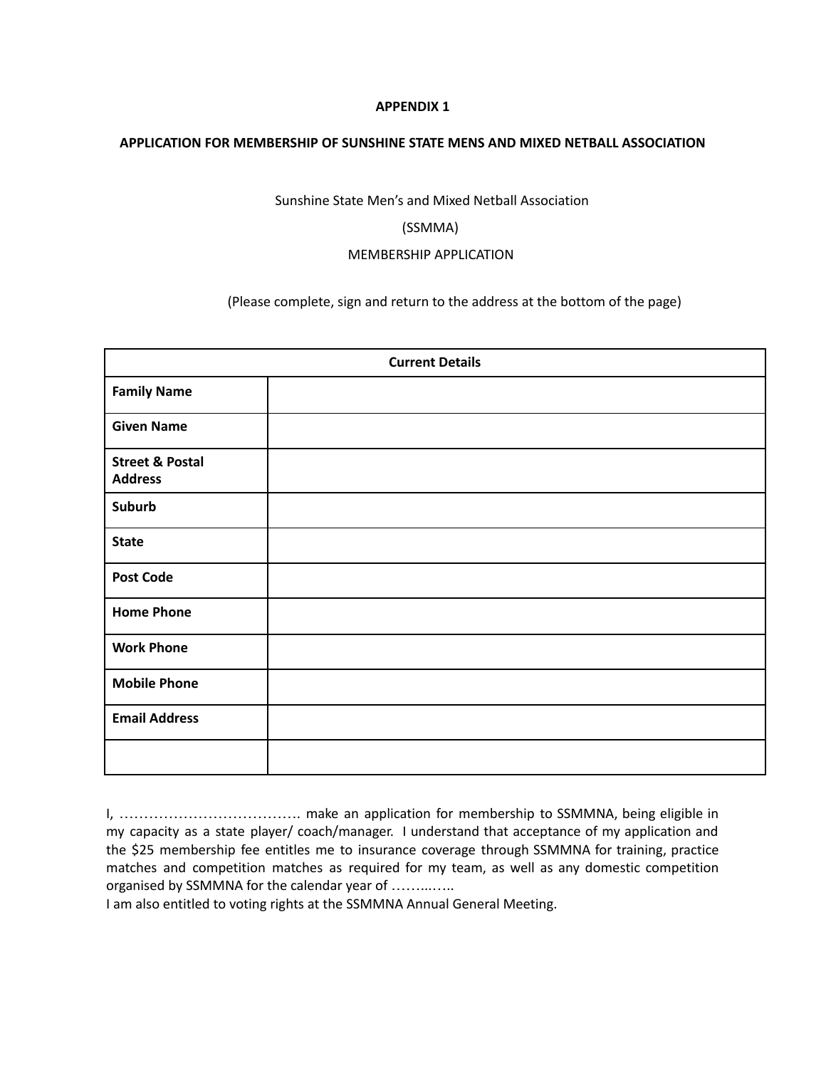**APPENDIX 1**

**APPLICATION FOR MEMBERSHIP OF SUNSHINE STATE MENS AND MIXED NETBALL ASSOCIATION**

Sunshine State Men's and Mixed Netball Association

(SSMMA)

MEMBERSHIP APPLICATION

(Please complete, sign and return to the address at the bottom of the page)

| **Current Details** | |
|---|---|
| **Family Name** | |
| **Given Name** | |
| **Street & Postal Address** | |
| **Suburb** | |
| **State** | |
| **Post Code** | |
| **Home Phone** | |
| **Work Phone** | |
| **Mobile Phone** | |
| **Email Address** | |
| | |

I, ………………………………. make an application for membership to SSMMNA, being eligible in my capacity as a state player/ coach/manager. I understand that acceptance of my application and the $25 membership fee entitles me to insurance coverage through SSMMNA for training, practice matches and competition matches as required for my team, as well as any domestic competition organised by SSMMNA for the calendar year of ……..…..

I am also entitled to voting rights at the SSMMNA Annual General Meeting.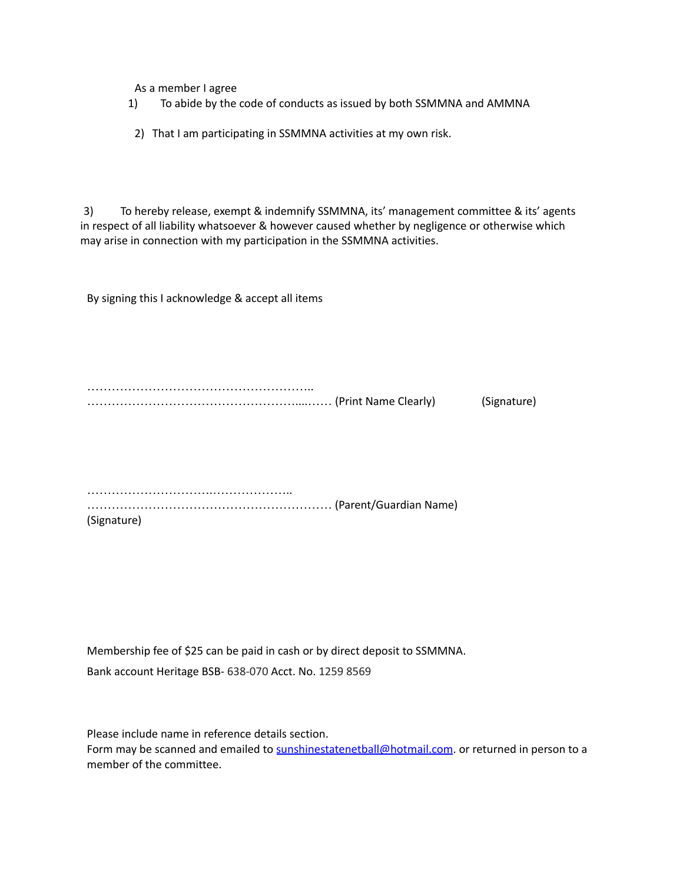As a member I agree

1) To abide by the code of conducts as issued by both SSMMNA and AMMNA

2) That I am participating in SSMMNA activities at my own risk.

3) To hereby release, exempt & indemnify SSMMNA, its' management committee & its' agents in respect of all liability whatsoever & however caused whether by negligence or otherwise which may arise in connection with my participation in the SSMMNA activities.

By signing this I acknowledge & accept all items

……………………………………………….. 
……………………………………………....…… (Print Name Clearly) (Signature)

…………………………..……………….. 
…………………………………………………… (Parent/Guardian Name) 
(Signature)

Membership fee of $25 can be paid in cash or by direct deposit to SSMMNA.

Bank account Heritage BSB- 638-070 Acct. No. 1259 8569

Please include name in reference details section. 
Form may be scanned and emailed to sunshinestatenetball@hotmail.com. or returned in person to a member of the committee.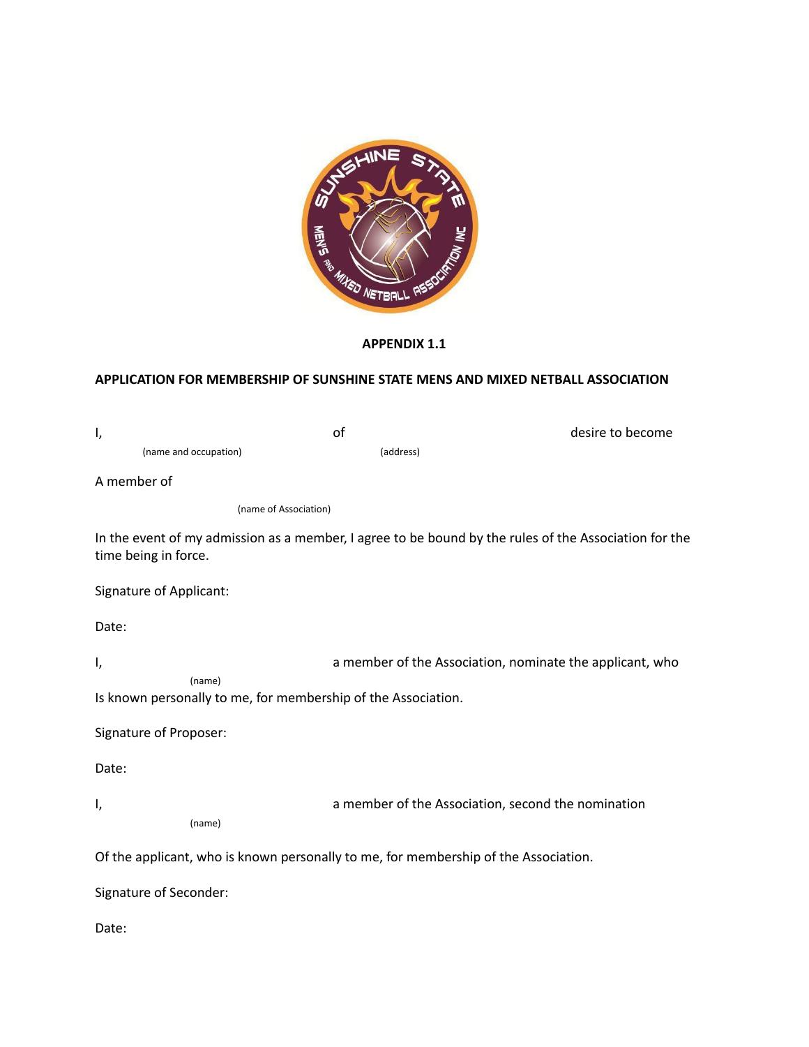**APPENDIX 1.1**

**APPLICATION FOR MEMBERSHIP OF SUNSHINE STATE MENS AND MIXED NETBALL ASSOCIATION**

I, &nbsp;&nbsp;&nbsp;&nbsp;&nbsp;&nbsp;&nbsp;&nbsp;&nbsp;&nbsp;&nbsp;&nbsp;&nbsp;&nbsp;&nbsp;&nbsp;&nbsp;&nbsp;&nbsp;&nbsp;&nbsp;&nbsp;&nbsp;&nbsp;&nbsp;&nbsp;&nbsp;&nbsp;&nbsp;&nbsp; of &nbsp;&nbsp;&nbsp;&nbsp;&nbsp;&nbsp;&nbsp;&nbsp;&nbsp;&nbsp;&nbsp;&nbsp;&nbsp;&nbsp;&nbsp;&nbsp;&nbsp;&nbsp;&nbsp;&nbsp;&nbsp;&nbsp;&nbsp;&nbsp;&nbsp;&nbsp;&nbsp;&nbsp;&nbsp;&nbsp; desire to become

(name and occupation) &nbsp;&nbsp;&nbsp;&nbsp;&nbsp;&nbsp;&nbsp;&nbsp;&nbsp;&nbsp;&nbsp;&nbsp;&nbsp;&nbsp;&nbsp;&nbsp;&nbsp;&nbsp;&nbsp;&nbsp; (address)

A member of

(name of Association)

In the event of my admission as a member, I agree to be bound by the rules of the Association for the time being in force.

Signature of Applicant:

Date:

I, &nbsp;&nbsp;&nbsp;&nbsp;&nbsp;&nbsp;&nbsp;&nbsp;&nbsp;&nbsp;&nbsp;&nbsp;&nbsp;&nbsp;&nbsp;&nbsp;&nbsp;&nbsp;&nbsp;&nbsp;&nbsp;&nbsp;&nbsp;&nbsp;&nbsp;&nbsp;&nbsp;&nbsp;&nbsp;&nbsp; a member of the Association, nominate the applicant, who

(name)

Is known personally to me, for membership of the Association.

Signature of Proposer:

Date:

I, &nbsp;&nbsp;&nbsp;&nbsp;&nbsp;&nbsp;&nbsp;&nbsp;&nbsp;&nbsp;&nbsp;&nbsp;&nbsp;&nbsp;&nbsp;&nbsp;&nbsp;&nbsp;&nbsp;&nbsp;&nbsp;&nbsp;&nbsp;&nbsp;&nbsp;&nbsp;&nbsp;&nbsp;&nbsp;&nbsp; a member of the Association, second the nomination

(name)

Of the applicant, who is known personally to me, for membership of the Association.

Signature of Seconder:

Date: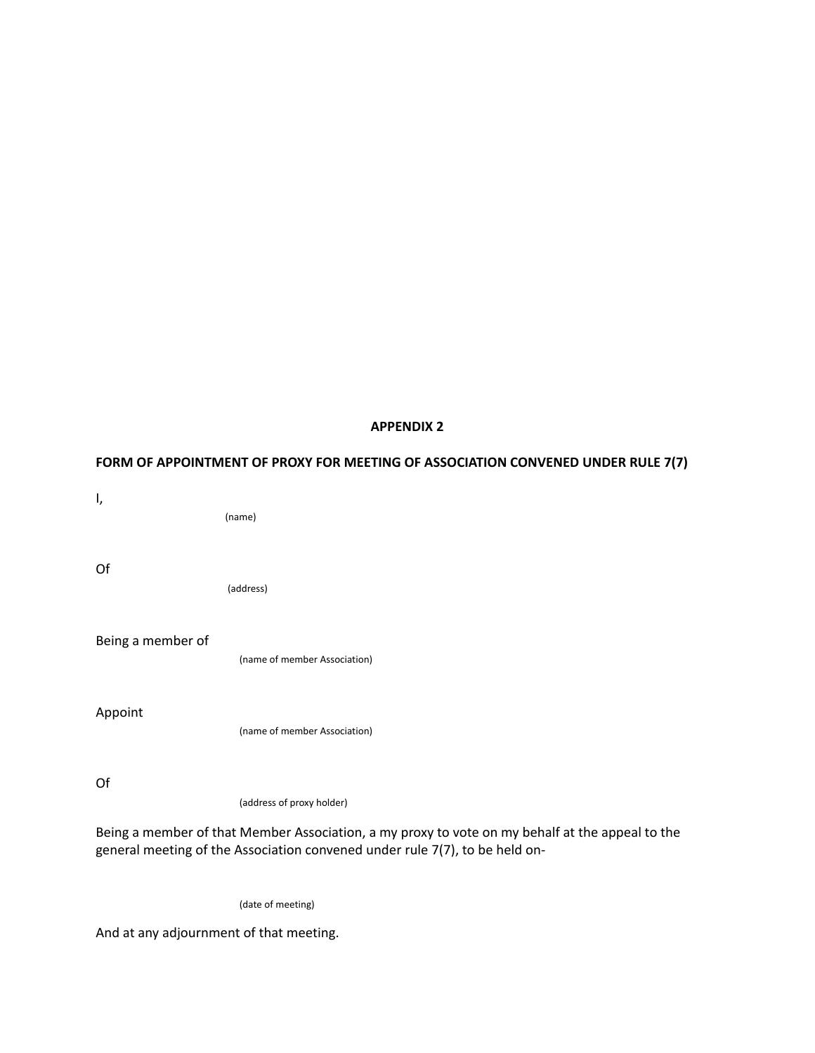**APPENDIX 2**

**FORM OF APPOINTMENT OF PROXY FOR MEETING OF ASSOCIATION CONVENED UNDER RULE 7(7)**

I,

(name)

Of

(address)

Being a member of

(name of member Association)

Appoint

(name of member Association)

Of

(address of proxy holder)

Being a member of that Member Association, a my proxy to vote on my behalf at the appeal to the general meeting of the Association convened under rule 7(7), to be held on-

(date of meeting)

And at any adjournment of that meeting.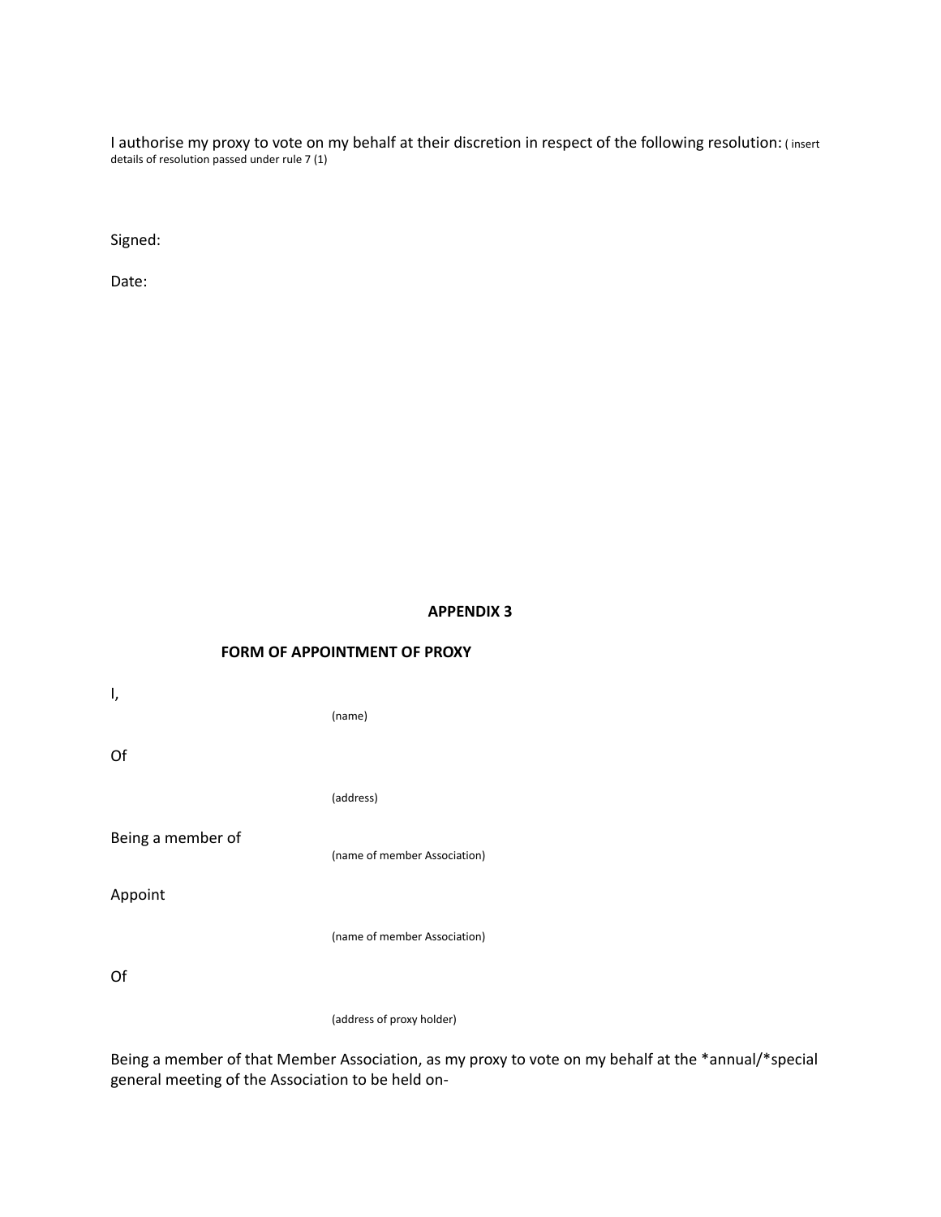I authorise my proxy to vote on my behalf at their discretion in respect of the following resolution: ( insert details of resolution passed under rule 7 (1)

Signed:

Date:

**APPENDIX 3**

**FORM OF APPOINTMENT OF PROXY**

I,

(name)

Of

(address)

Being a member of (name of member Association)

Appoint

(name of member Association)

Of

(address of proxy holder)

Being a member of that Member Association, as my proxy to vote on my behalf at the *annual/*special general meeting of the Association to be held on-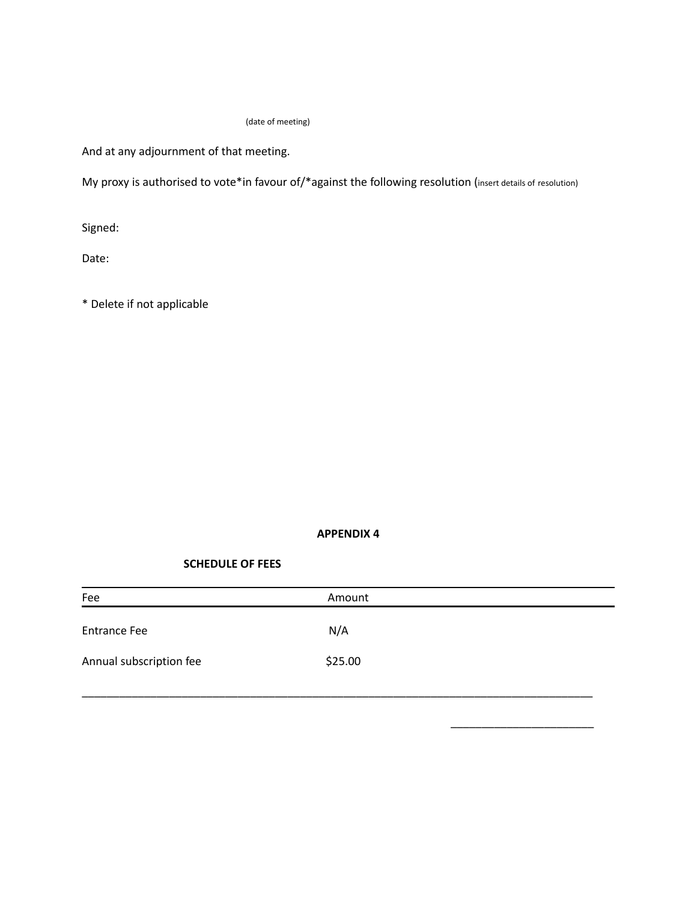(date of meeting)

And at any adjournment of that meeting.

My proxy is authorised to vote*in favour of/*against the following resolution (insert details of resolution)

Signed:

Date:

* Delete if not applicable

**APPENDIX 4**

**SCHEDULE OF FEES**

| Fee | Amount |
|---|---|
| Entrance Fee | N/A |
| Annual subscription fee | $25.00 |

______________________________________________________________________________

_______________________